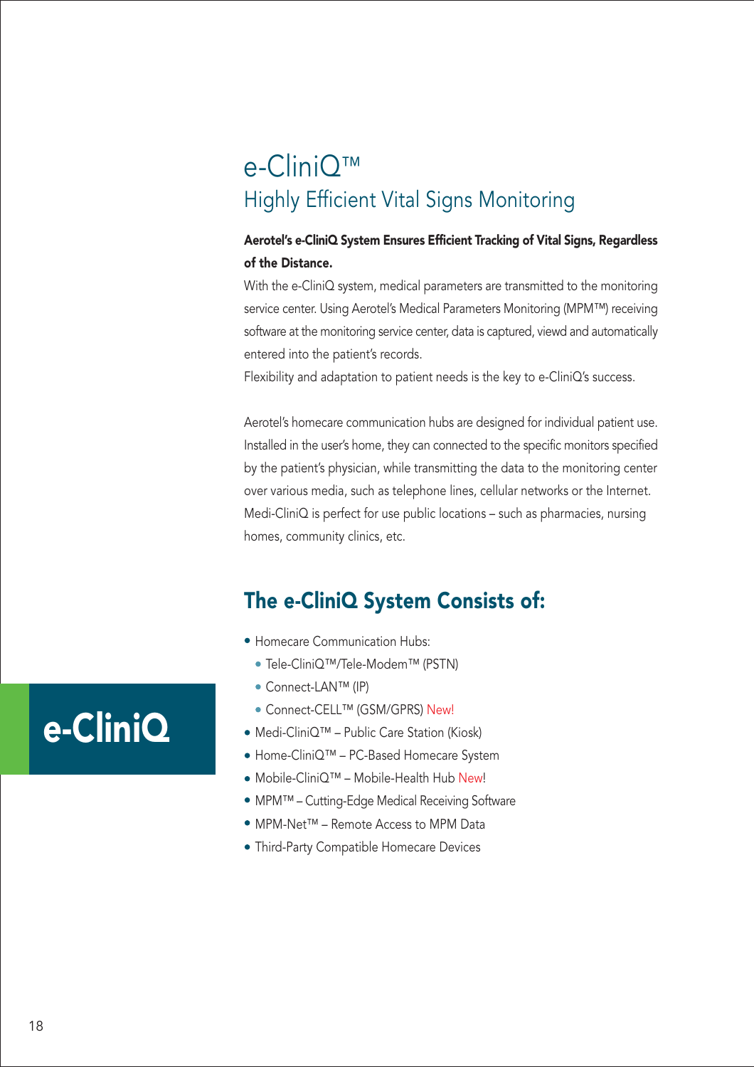# e-CliniQ™

## Highly Efficient Vital Signs Monitoring

**Aerotel's e-CliniQ System Ensures Efficient Tracking of Vital Signs, Regardless of the Distance.**

With the e-CliniQ system, medical parameters are transmitted to the monitoring service center. Using Aerotel's Medical Parameters Monitoring (MPM™) receiving software at the monitoring service center, data is captured, viewd and automatically entered into the patient's records.

Flexibility and adaptation to patient needs is the key to e-CliniQ's success.

Aerotel's homecare communication hubs are designed for individual patient use. Installed in the user's home, they can connected to the specific monitors specified by the patient's physician, while transmitting the data to the monitoring center over various media, such as telephone lines, cellular networks or the Internet. Medi-CliniQ is perfect for use public locations – such as pharmacies, nursing homes, community clinics, etc.

## The e-CliniQ System Consists of:

- Homecare Communication Hubs:
  - Tele-CliniQ™/Tele-Modem™ (PSTN)
  - Connect-LAN™ (IP)
  - Connect-CELL™ (GSM/GPRS) New!
- Medi-CliniQ™ – Public Care Station (Kiosk)
- Home-CliniQ™ – PC-Based Homecare System
- Mobile-CliniQ™ – Mobile-Health Hub New!
- MPM™ – Cutting-Edge Medical Receiving Software
- MPM-Net™ – Remote Access to MPM Data
- Third-Party Compatible Homecare Devices

e-CliniQ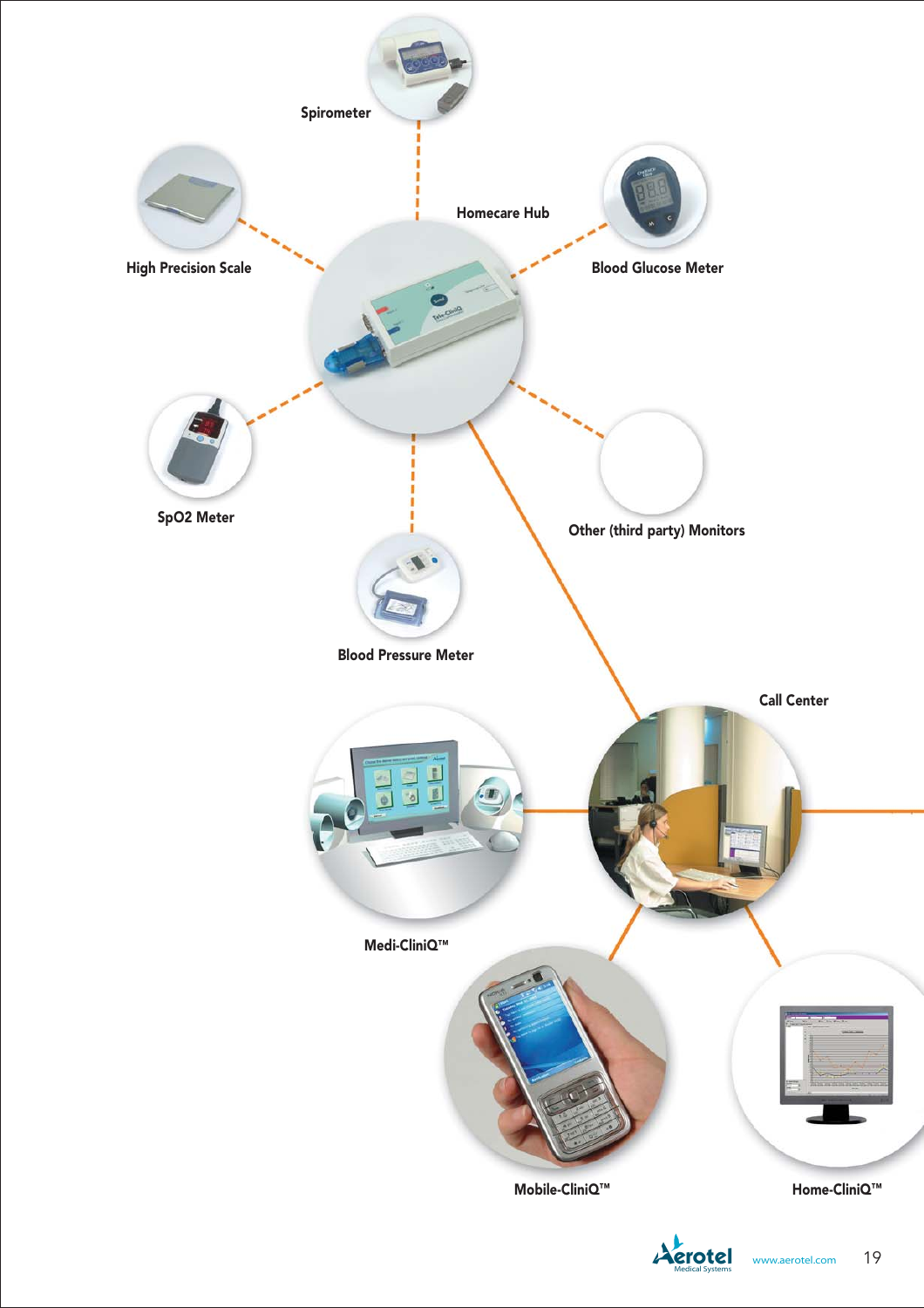Spirometer

High Precision Scale

Homecare Hub

Blood Glucose Meter

SpO2 Meter

Other (third party) Monitors

Blood Pressure Meter

Call Center

Medi-CliniQ™

Mobile-CliniQ™

Home-CliniQ™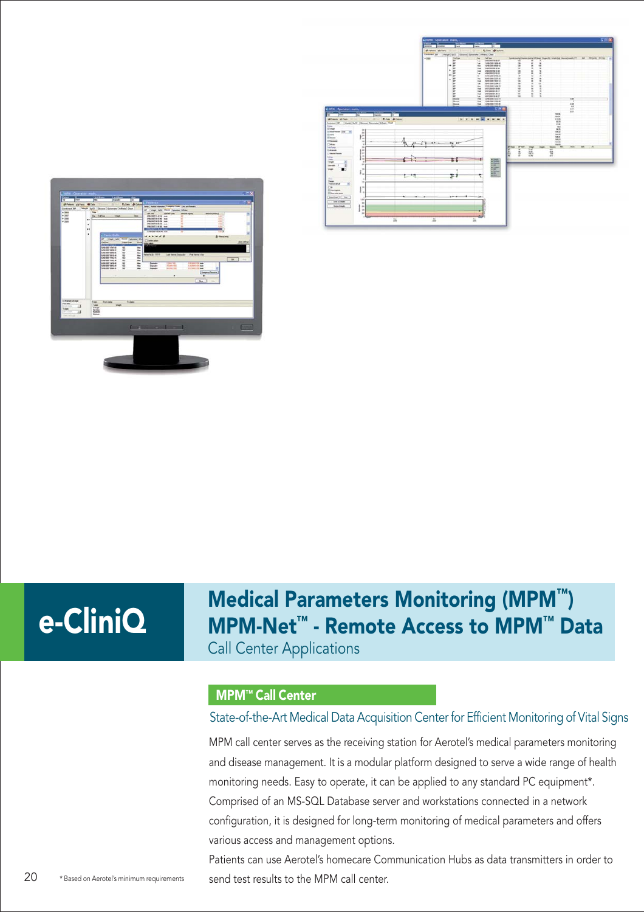e-CliniQ

# Medical Parameters Monitoring (MPM™)
# MPM-Net™ - Remote Access to MPM™ Data

Call Center Applications

## MPM™ Call Center

### State-of-the-Art Medical Data Acquisition Center for Efficient Monitoring of Vital Signs

MPM call center serves as the receiving station for Aerotel's medical parameters monitoring and disease management. It is a modular platform designed to serve a wide range of health monitoring needs. Easy to operate, it can be applied to any standard PC equipment*. Comprised of an MS-SQL Database server and workstations connected in a network configuration, it is designed for long-term monitoring of medical parameters and offers various access and management options.

Patients can use Aerotel's homecare Communication Hubs as data transmitters in order to send test results to the MPM call center.

* Based on Aerotel's minimum requirements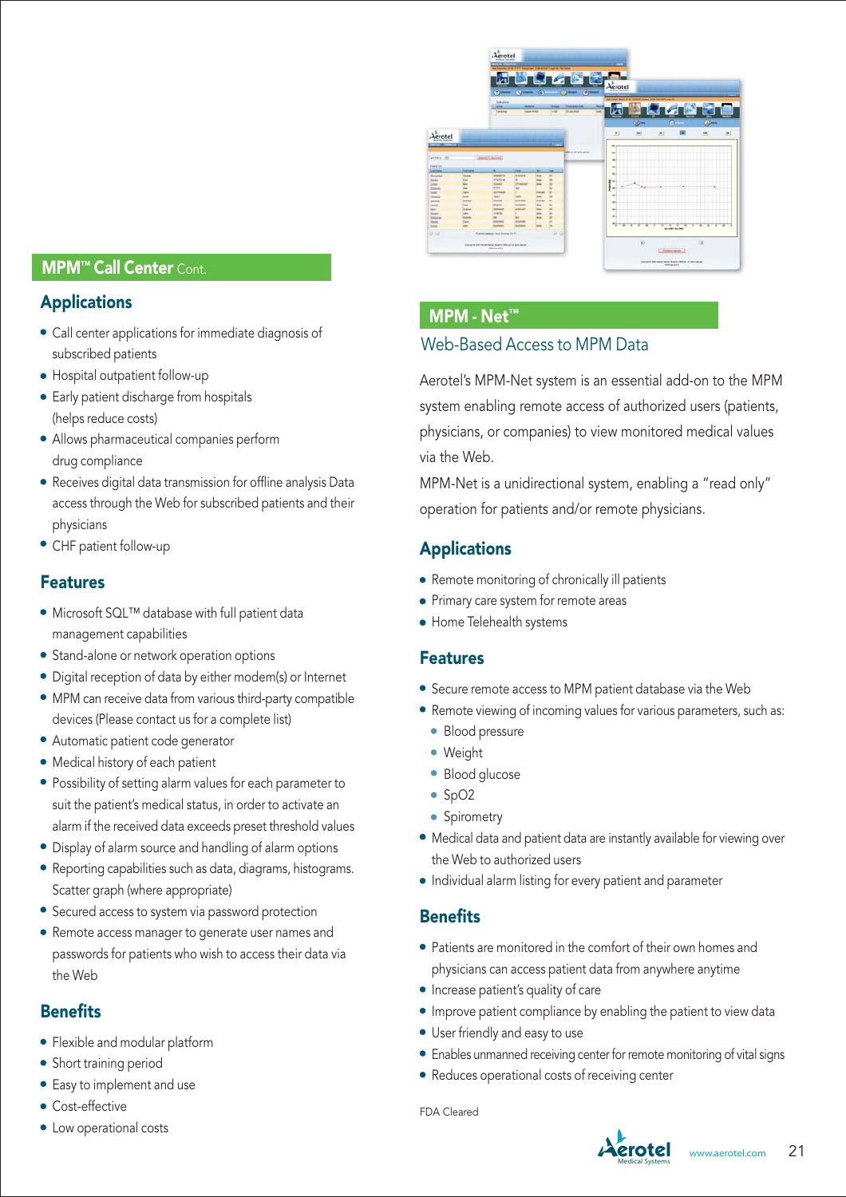## MPM™ Call Center Cont.

### Applications

- Call center applications for immediate diagnosis of subscribed patients
- Hospital outpatient follow-up
- Early patient discharge from hospitals (helps reduce costs)
- Allows pharmaceutical companies perform drug compliance
- Receives digital data transmission for offline analysis Data access through the Web for subscribed patients and their physicians
- CHF patient follow-up

### Features

- Microsoft SQL™ database with full patient data management capabilities
- Stand-alone or network operation options
- Digital reception of data by either modem(s) or Internet
- MPM can receive data from various third-party compatible devices (Please contact us for a complete list)
- Automatic patient code generator
- Medical history of each patient
- Possibility of setting alarm values for each parameter to suit the patient's medical status, in order to activate an alarm if the received data exceeds preset threshold values
- Display of alarm source and handling of alarm options
- Reporting capabilities such as data, diagrams, histograms. Scatter graph (where appropriate)
- Secured access to system via password protection
- Remote access manager to generate user names and passwords for patients who wish to access their data via the Web

### Benefits

- Flexible and modular platform
- Short training period
- Easy to implement and use
- Cost-effective
- Low operational costs

## MPM - Net™

### Web-Based Access to MPM Data

Aerotel's MPM-Net system is an essential add-on to the MPM system enabling remote access of authorized users (patients, physicians, or companies) to view monitored medical values via the Web.

MPM-Net is a unidirectional system, enabling a "read only" operation for patients and/or remote physicians.

### Applications

- Remote monitoring of chronically ill patients
- Primary care system for remote areas
- Home Telehealth systems

### Features

- Secure remote access to MPM patient database via the Web
- Remote viewing of incoming values for various parameters, such as:
  - Blood pressure
  - Weight
  - Blood glucose
  - SpO2
  - Spirometry
- Medical data and patient data are instantly available for viewing over the Web to authorized users
- Individual alarm listing for every patient and parameter

### Benefits

- Patients are monitored in the comfort of their own homes and physicians can access patient data from anywhere anytime
- Increase patient's quality of care
- Improve patient compliance by enabling the patient to view data
- User friendly and easy to use
- Enables unmanned receiving center for remote monitoring of vital signs
- Reduces operational costs of receiving center

FDA Cleared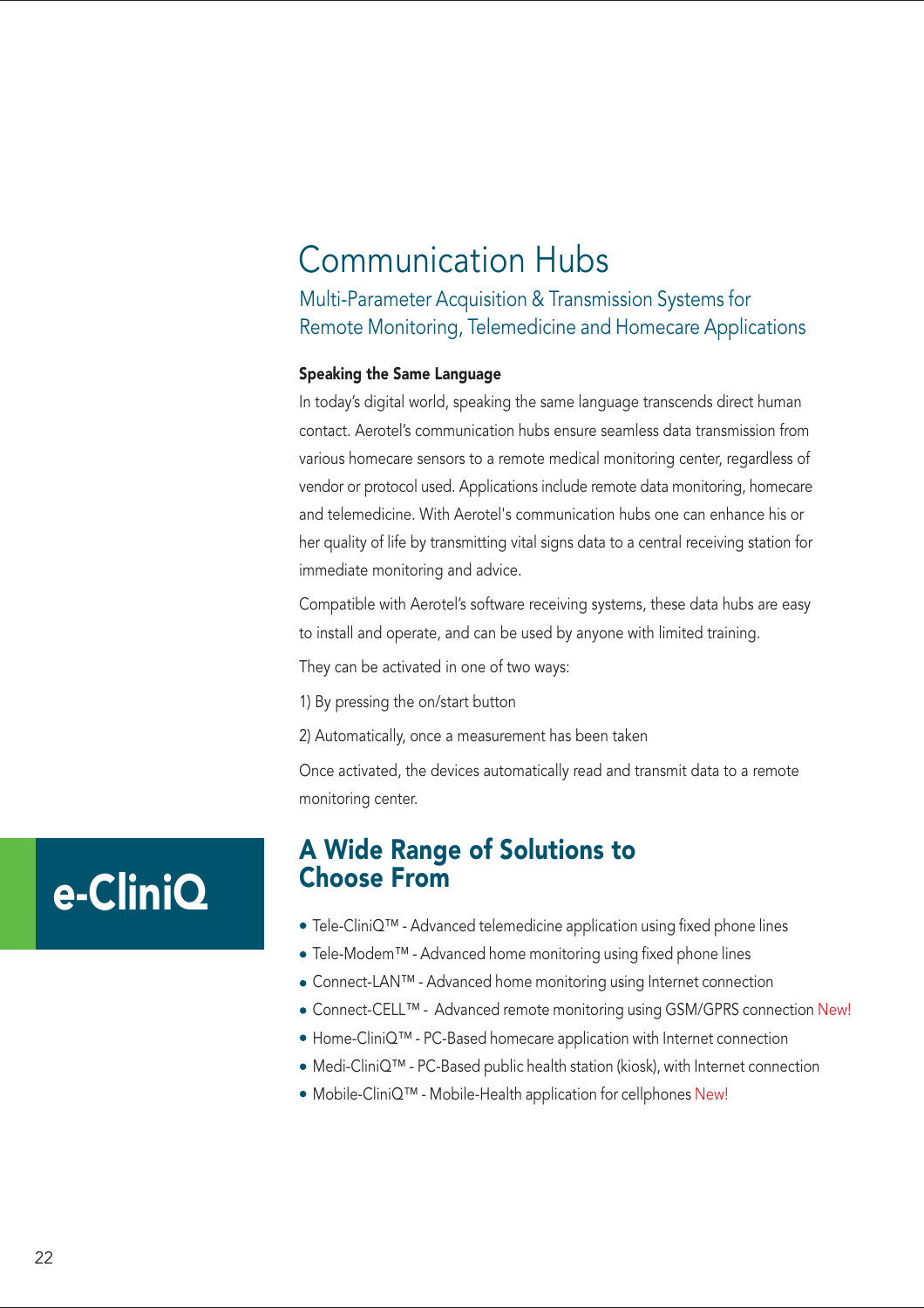# Communication Hubs

## Multi-Parameter Acquisition & Transmission Systems for Remote Monitoring, Telemedicine and Homecare Applications

**Speaking the Same Language**

In today's digital world, speaking the same language transcends direct human contact. Aerotel's communication hubs ensure seamless data transmission from various homecare sensors to a remote medical monitoring center, regardless of vendor or protocol used. Applications include remote data monitoring, homecare and telemedicine. With Aerotel's communication hubs one can enhance his or her quality of life by transmitting vital signs data to a central receiving station for immediate monitoring and advice.

Compatible with Aerotel's software receiving systems, these data hubs are easy to install and operate, and can be used by anyone with limited training.

They can be activated in one of two ways:

1) By pressing the on/start button

2) Automatically, once a measurement has been taken

Once activated, the devices automatically read and transmit data to a remote monitoring center.

**e-CliniQ**

## A Wide Range of Solutions to Choose From

- Tele-CliniQ™ - Advanced telemedicine application using fixed phone lines
- Tele-Modem™ - Advanced home monitoring using fixed phone lines
- Connect-LAN™ - Advanced home monitoring using Internet connection
- Connect-CELL™ - Advanced remote monitoring using GSM/GPRS connection New!
- Home-CliniQ™ - PC-Based homecare application with Internet connection
- Medi-CliniQ™ - PC-Based public health station (kiosk), with Internet connection
- Mobile-CliniQ™ - Mobile-Health application for cellphones New!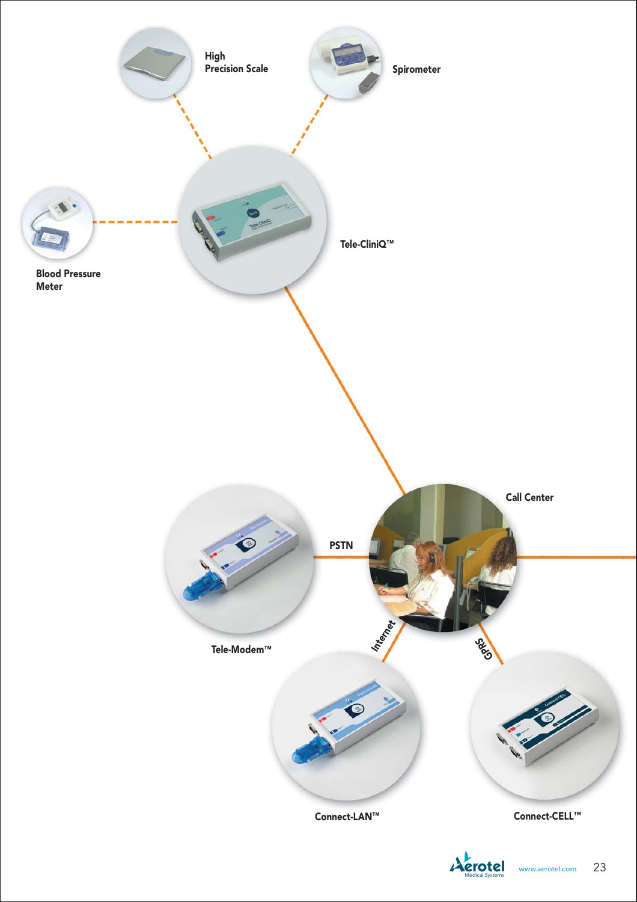High Precision Scale

Spirometer

Blood Pressure Meter

Tele-CliniQ™

Call Center

PSTN

Internet

GPRS

Tele-Modem™

Connect-LAN™

Connect-CELL™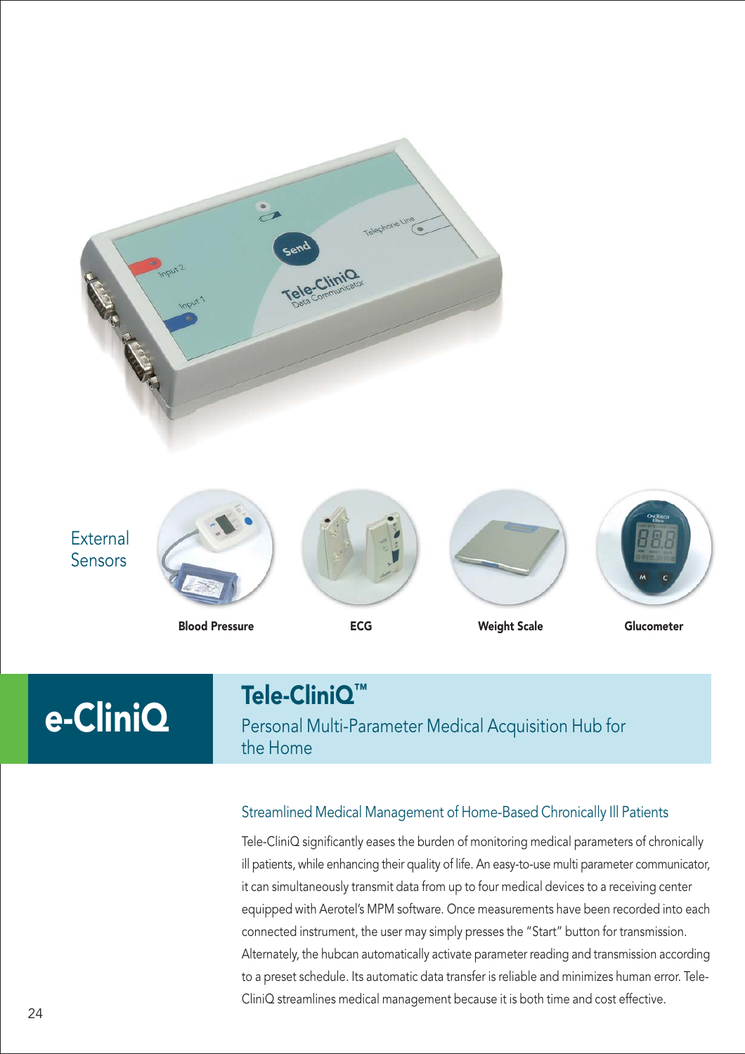External Sensors

**Blood Pressure** **ECG** **Weight Scale** **Glucometer**

# e-CliniQ

## Tele-CliniQ™

Personal Multi-Parameter Medical Acquisition Hub for the Home

### Streamlined Medical Management of Home-Based Chronically Ill Patients

Tele-CliniQ significantly eases the burden of monitoring medical parameters of chronically ill patients, while enhancing their quality of life. An easy-to-use multi parameter communicator, it can simultaneously transmit data from up to four medical devices to a receiving center equipped with Aerotel's MPM software. Once measurements have been recorded into each connected instrument, the user may simply presses the "Start" button for transmission. Alternately, the hubcan automatically activate parameter reading and transmission according to a preset schedule. Its automatic data transfer is reliable and minimizes human error. Tele-CliniQ streamlines medical management because it is both time and cost effective.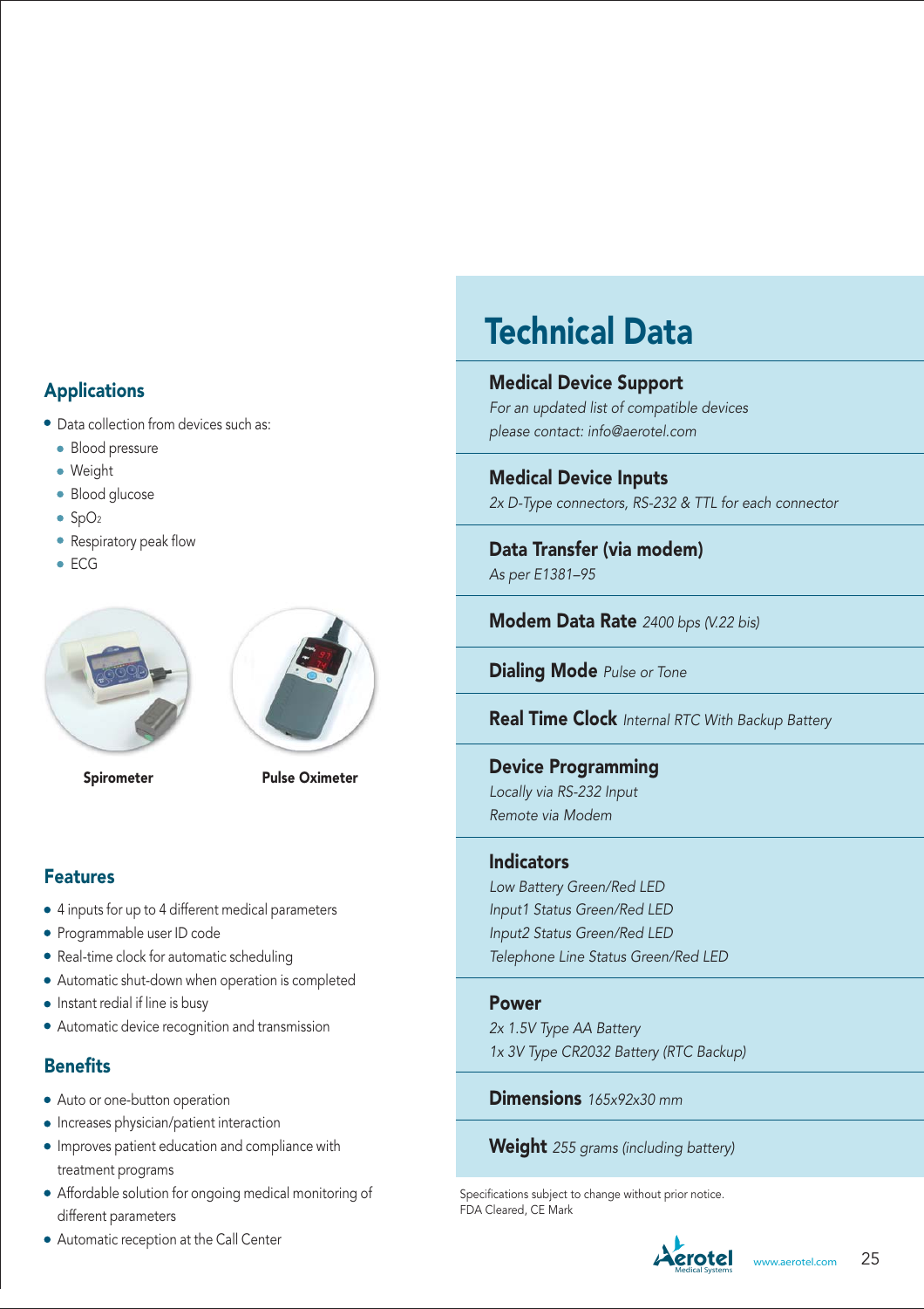## Applications

- Data collection from devices such as:
  - Blood pressure
  - Weight
  - Blood glucose
  - $SpO_2$
  - Respiratory peak flow
  - ECG

Spirometer

Pulse Oximeter

## Features

- 4 inputs for up to 4 different medical parameters
- Programmable user ID code
- Real-time clock for automatic scheduling
- Automatic shut-down when operation is completed
- Instant redial if line is busy
- Automatic device recognition and transmission

## Benefits

- Auto or one-button operation
- Increases physician/patient interaction
- Improves patient education and compliance with treatment programs
- Affordable solution for ongoing medical monitoring of different parameters
- Automatic reception at the Call Center

# Technical Data

### Medical Device Support

*For an updated list of compatible devices please contact: info@aerotel.com*

### Medical Device Inputs

*2x D-Type connectors, RS-232 & TTL for each connector*

### Data Transfer (via modem)

*As per E1381–95*

**Modem Data Rate** *2400 bps (V.22 bis)*

**Dialing Mode** *Pulse or Tone*

**Real Time Clock** *Internal RTC With Backup Battery*

### Device Programming

*Locally via RS-232 Input*
*Remote via Modem*

### Indicators

*Low Battery Green/Red LED*
*Input1 Status Green/Red LED*
*Input2 Status Green/Red LED*
*Telephone Line Status Green/Red LED*

### Power

*2x 1.5V Type AA Battery*
*1x 3V Type CR2032 Battery (RTC Backup)*

**Dimensions** *165x92x30 mm*

**Weight** *255 grams (including battery)*

Specifications subject to change without prior notice.
FDA Cleared, CE Mark

Aerotel Medical Systems www.aerotel.com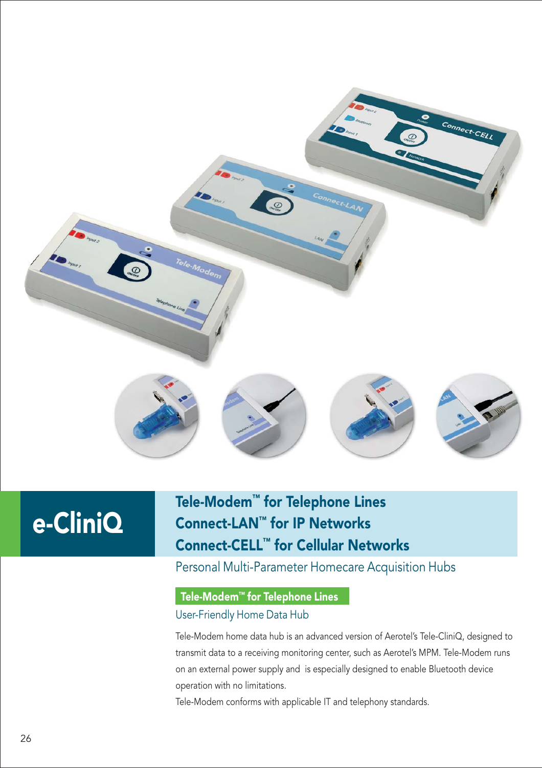# e-CliniQ

## Tele-Modem™ for Telephone Lines
## Connect-LAN™ for IP Networks
## Connect-CELL™ for Cellular Networks

Personal Multi-Parameter Homecare Acquisition Hubs

### Tele-Modem™ for Telephone Lines

User-Friendly Home Data Hub

Tele-Modem home data hub is an advanced version of Aerotel's Tele-CliniQ, designed to transmit data to a receiving monitoring center, such as Aerotel's MPM. Tele-Modem runs on an external power supply and is especially designed to enable Bluetooth device operation with no limitations.

Tele-Modem conforms with applicable IT and telephony standards.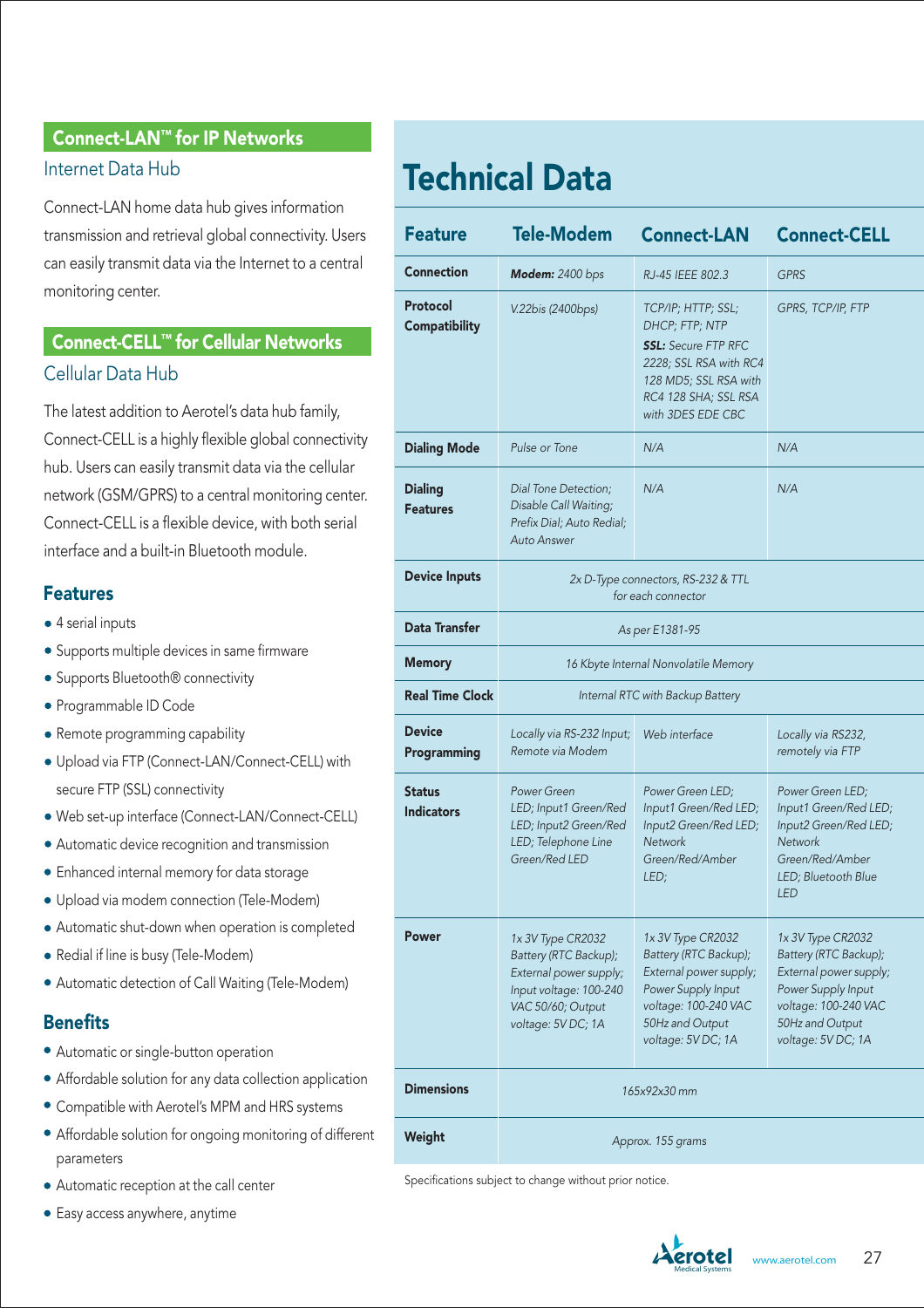## Connect-LAN™ for IP Networks

### Internet Data Hub

Connect-LAN home data hub gives information transmission and retrieval global connectivity. Users can easily transmit data via the Internet to a central monitoring center.

## Connect-CELL™ for Cellular Networks

### Cellular Data Hub

The latest addition to Aerotel's data hub family, Connect-CELL is a highly flexible global connectivity hub. Users can easily transmit data via the cellular network (GSM/GPRS) to a central monitoring center. Connect-CELL is a flexible device, with both serial interface and a built-in Bluetooth module.

### Features

- 4 serial inputs
- Supports multiple devices in same firmware
- Supports Bluetooth® connectivity
- Programmable ID Code
- Remote programming capability
- Upload via FTP (Connect-LAN/Connect-CELL) with secure FTP (SSL) connectivity
- Web set-up interface (Connect-LAN/Connect-CELL)
- Automatic device recognition and transmission
- Enhanced internal memory for data storage
- Upload via modem connection (Tele-Modem)
- Automatic shut-down when operation is completed
- Redial if line is busy (Tele-Modem)
- Automatic detection of Call Waiting (Tele-Modem)

### Benefits

- Automatic or single-button operation
- Affordable solution for any data collection application
- Compatible with Aerotel's MPM and HRS systems
- Affordable solution for ongoing monitoring of different parameters
- Automatic reception at the call center
- Easy access anywhere, anytime

# Technical Data

| Feature | Tele-Modem | Connect-LAN | Connect-CELL |
|---|---|---|---|
| Connection | *__Modem:__ 2400 bps* | *RJ-45 IEEE 802.3* | *GPRS* |
| Protocol Compatibility | *V.22bis (2400bps)* | *TCP/IP; HTTP; SSL; DHCP; FTP; NTP* *__SSL:__ Secure FTP RFC 2228; SSL RSA with RC4 128 MD5; SSL RSA with RC4 128 SHA; SSL RSA with 3DES EDE CBC* | *GPRS, TCP/IP, FTP* |
| Dialing Mode | *Pulse or Tone* | *N/A* | *N/A* |
| Dialing Features | *Dial Tone Detection; Disable Call Waiting; Prefix Dial; Auto Redial; Auto Answer* | *N/A* | *N/A* |
| Device Inputs | *2x D-Type connectors, RS-232 & TTL for each connector* | | |
| Data Transfer | *As per E1381-95* | | |
| Memory | *16 Kbyte Internal Nonvolatile Memory* | | |
| Real Time Clock | *Internal RTC with Backup Battery* | | |
| Device Programming | *Locally via RS-232 Input; Remote via Modem* | *Web interface* | *Locally via RS232, remotely via FTP* |
| Status Indicators | *Power Green LED; Input1 Green/Red LED; Input2 Green/Red LED; Telephone Line Green/Red LED* | *Power Green LED; Input1 Green/Red LED; Input2 Green/Red LED; Network Green/Red/Amber LED;* | *Power Green LED; Input1 Green/Red LED; Input2 Green/Red LED; Network Green/Red/Amber LED; Bluetooth Blue LED* |
| Power | *1x 3V Type CR2032 Battery (RTC Backup); External power supply; Input voltage: 100-240 VAC 50/60; Output voltage: 5V DC; 1A* | *1x 3V Type CR2032 Battery (RTC Backup); External power supply; Power Supply Input voltage: 100-240 VAC 50Hz and Output voltage: 5V DC; 1A* | *1x 3V Type CR2032 Battery (RTC Backup); External power supply; Power Supply Input voltage: 100-240 VAC 50Hz and Output voltage: 5V DC; 1A* |
| Dimensions | *165x92x30 mm* | | |
| Weight | *Approx. 155 grams* | | |

Specifications subject to change without prior notice.

Aerotel Medical Systems www.aerotel.com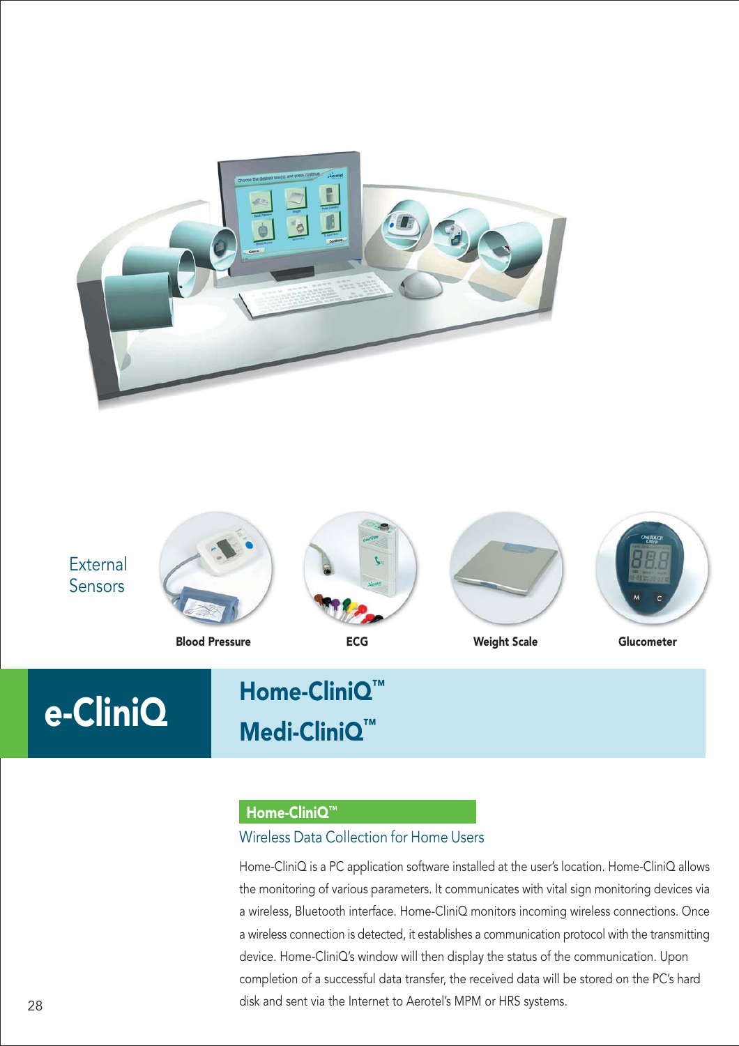External Sensors

**Blood Pressure** **ECG** **Weight Scale** **Glucometer**

# e-CliniQ

## Home-CliniQ™
## Medi-CliniQ™

### Home-CliniQ™

Wireless Data Collection for Home Users

Home-CliniQ is a PC application software installed at the user's location. Home-CliniQ allows the monitoring of various parameters. It communicates with vital sign monitoring devices via a wireless, Bluetooth interface. Home-CliniQ monitors incoming wireless connections. Once a wireless connection is detected, it establishes a communication protocol with the transmitting device. Home-CliniQ's window will then display the status of the communication. Upon completion of a successful data transfer, the received data will be stored on the PC's hard disk and sent via the Internet to Aerotel's MPM or HRS systems.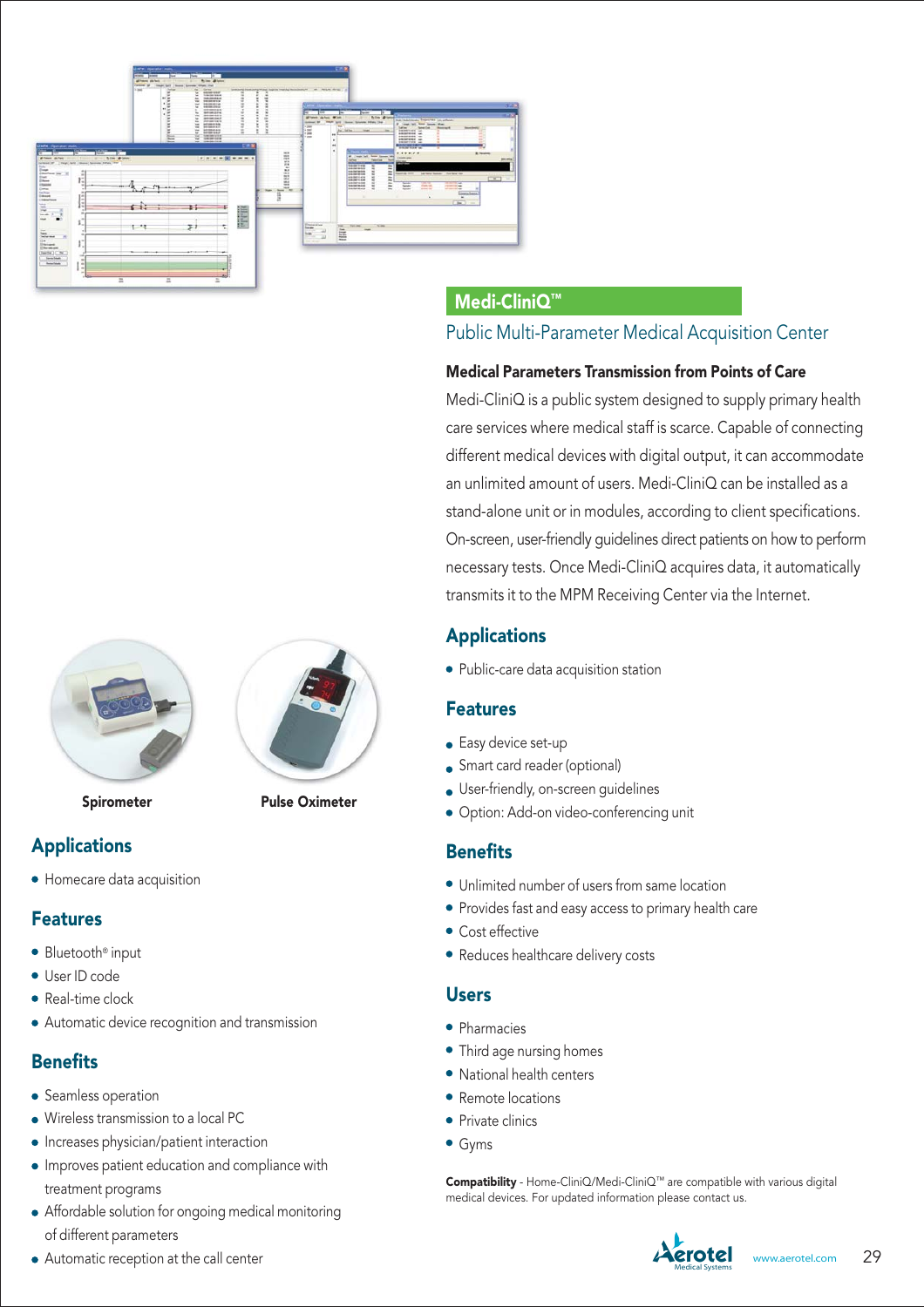Spirometer

Pulse Oximeter

## Applications

- Homecare data acquisition

## Features

- Bluetooth® input
- User ID code
- Real-time clock
- Automatic device recognition and transmission

## Benefits

- Seamless operation
- Wireless transmission to a local PC
- Increases physician/patient interaction
- Improves patient education and compliance with treatment programs
- Affordable solution for ongoing medical monitoring of different parameters
- Automatic reception at the call center

# Medi-CliniQ™

## Public Multi-Parameter Medical Acquisition Center

**Medical Parameters Transmission from Points of Care**

Medi-CliniQ is a public system designed to supply primary health care services where medical staff is scarce. Capable of connecting different medical devices with digital output, it can accommodate an unlimited amount of users. Medi-CliniQ can be installed as a stand-alone unit or in modules, according to client specifications. On-screen, user-friendly guidelines direct patients on how to perform necessary tests. Once Medi-CliniQ acquires data, it automatically transmits it to the MPM Receiving Center via the Internet.

## Applications

- Public-care data acquisition station

## Features

- Easy device set-up
- Smart card reader (optional)
- User-friendly, on-screen guidelines
- Option: Add-on video-conferencing unit

## Benefits

- Unlimited number of users from same location
- Provides fast and easy access to primary health care
- Cost effective
- Reduces healthcare delivery costs

## Users

- Pharmacies
- Third age nursing homes
- National health centers
- Remote locations
- Private clinics
- Gyms

**Compatibility** - Home-CliniQ/Medi-CliniQ™ are compatible with various digital medical devices. For updated information please contact us.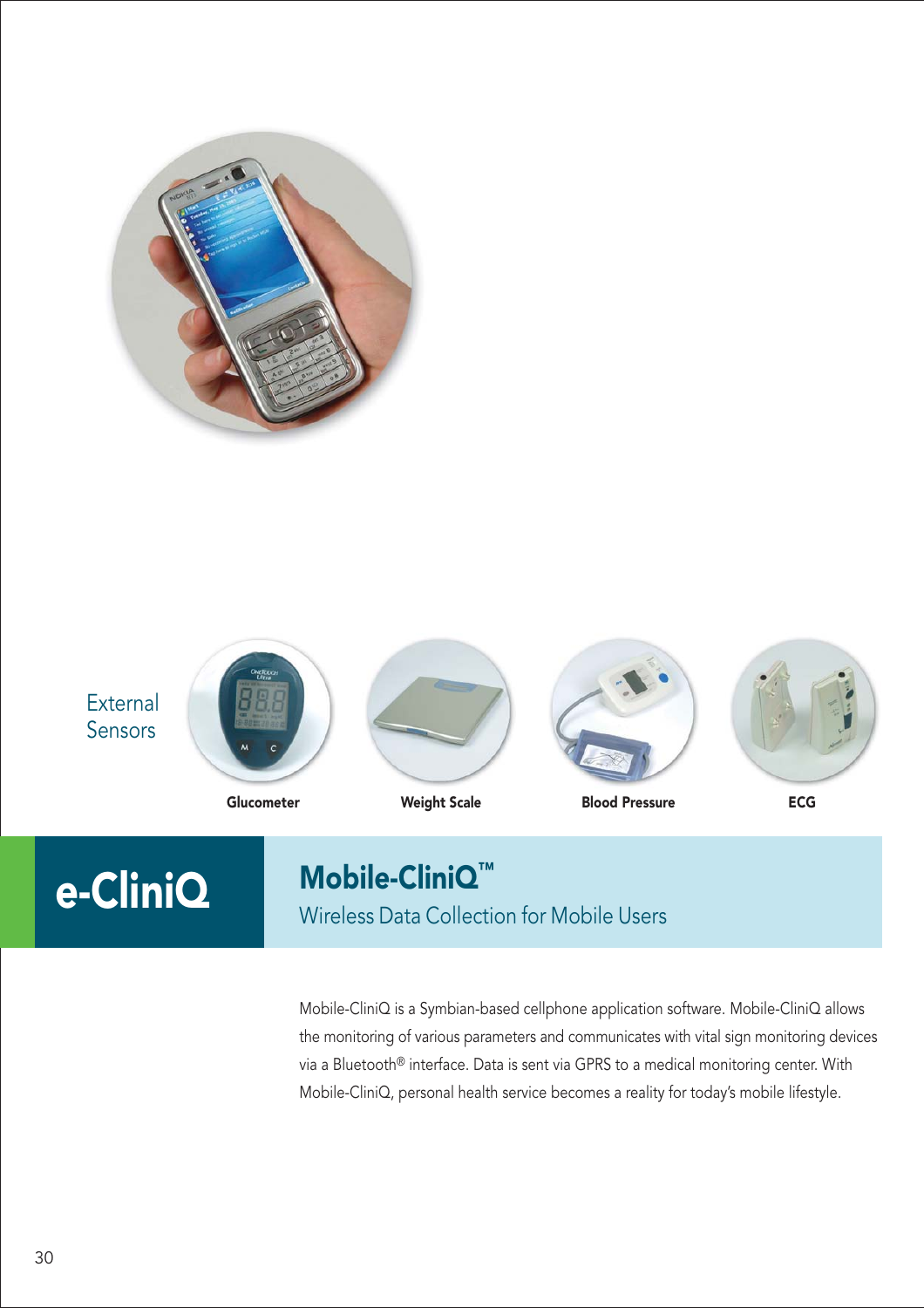External Sensors

Glucometer

Weight Scale

Blood Pressure

ECG

# e-CliniQ

## Mobile-CliniQ™

Wireless Data Collection for Mobile Users

Mobile-CliniQ is a Symbian-based cellphone application software. Mobile-CliniQ allows the monitoring of various parameters and communicates with vital sign monitoring devices via a Bluetooth® interface. Data is sent via GPRS to a medical monitoring center. With Mobile-CliniQ, personal health service becomes a reality for today's mobile lifestyle.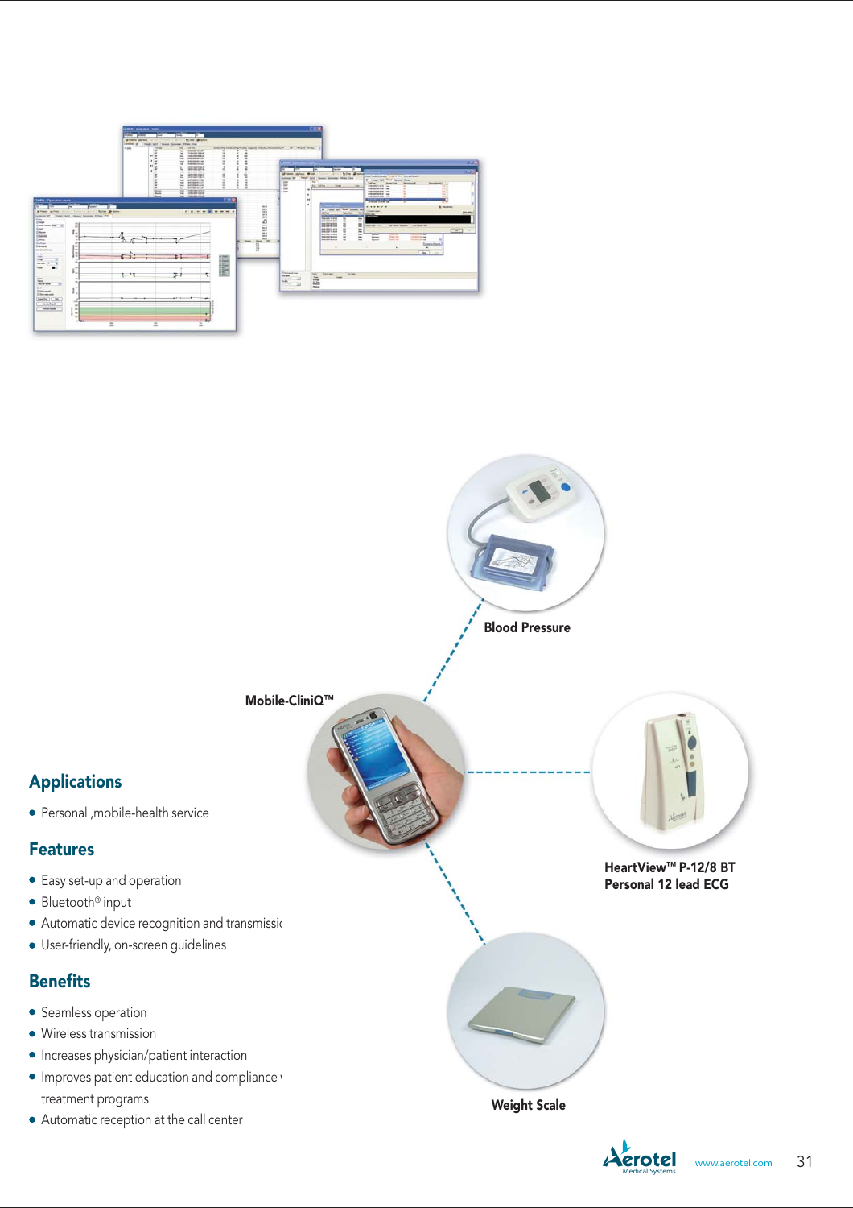Mobile-CliniQ™

Blood Pressure

HeartView™ P-12/8 BT
Personal 12 lead ECG

Weight Scale

## Applications

- Personal ,mobile-health service

## Features

- Easy set-up and operation
- Bluetooth® input
- Automatic device recognition and transmissic
- User-friendly, on-screen guidelines

## Benefits

- Seamless operation
- Wireless transmission
- Increases physician/patient interaction
- Improves patient education and compliance ' treatment programs
- Automatic reception at the call center